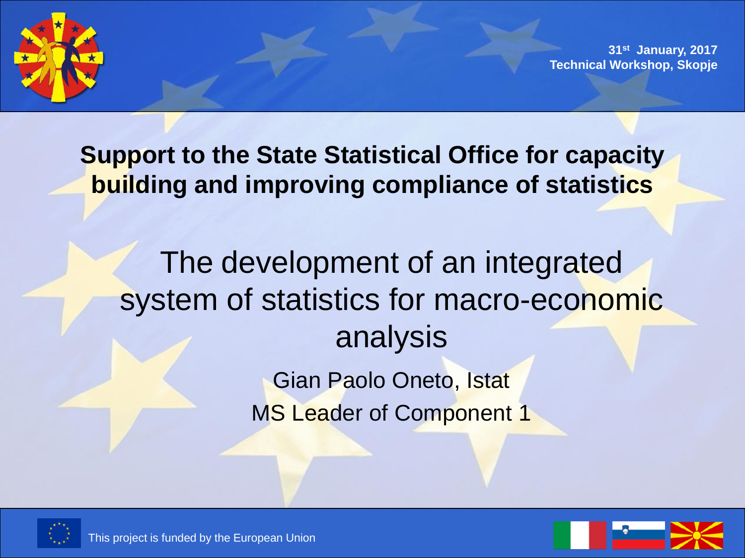31st January, 2017
Technical Workshop, Skopje

**Support to the State Statistical Office for capacity building and improving compliance of statistics**

# The development of an integrated system of statistics for macro-economic analysis

Gian Paolo Oneto, Istat

MS Leader of Component 1

This project is funded by the European Union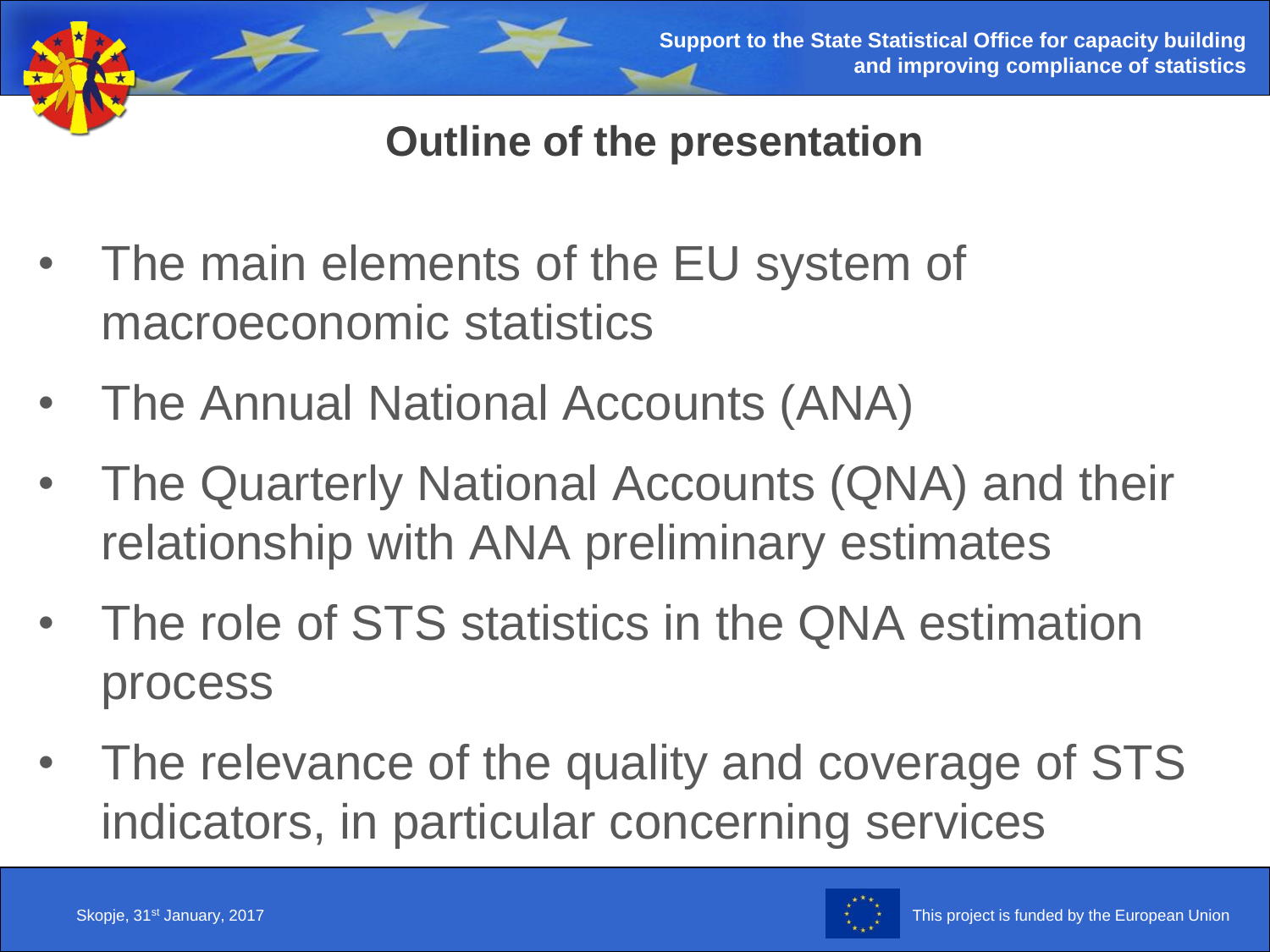## Outline of the presentation

- The main elements of the EU system of macroeconomic statistics
- The Annual National Accounts (ANA)
- The Quarterly National Accounts (QNA) and their relationship with ANA preliminary estimates
- The role of STS statistics in the QNA estimation process
- The relevance of the quality and coverage of STS indicators, in particular concerning services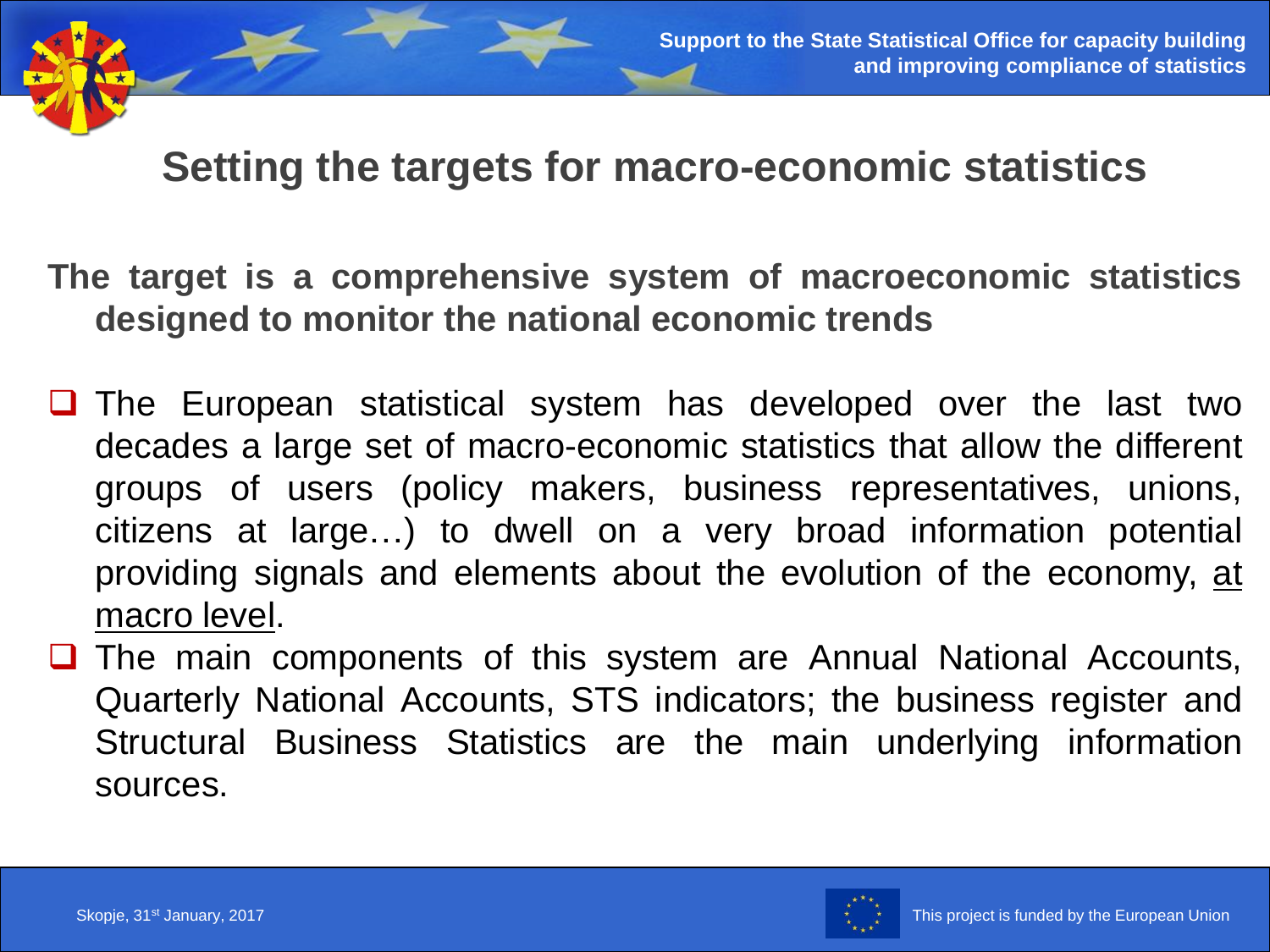# Setting the targets for macro-economic statistics

**The target is a comprehensive system of macroeconomic statistics designed to monitor the national economic trends**

- The European statistical system has developed over the last two decades a large set of macro-economic statistics that allow the different groups of users (policy makers, business representatives, unions, citizens at large…) to dwell on a very broad information potential providing signals and elements about the evolution of the economy, <u>at macro level</u>.
- The main components of this system are Annual National Accounts, Quarterly National Accounts, STS indicators; the business register and Structural Business Statistics are the main underlying information sources.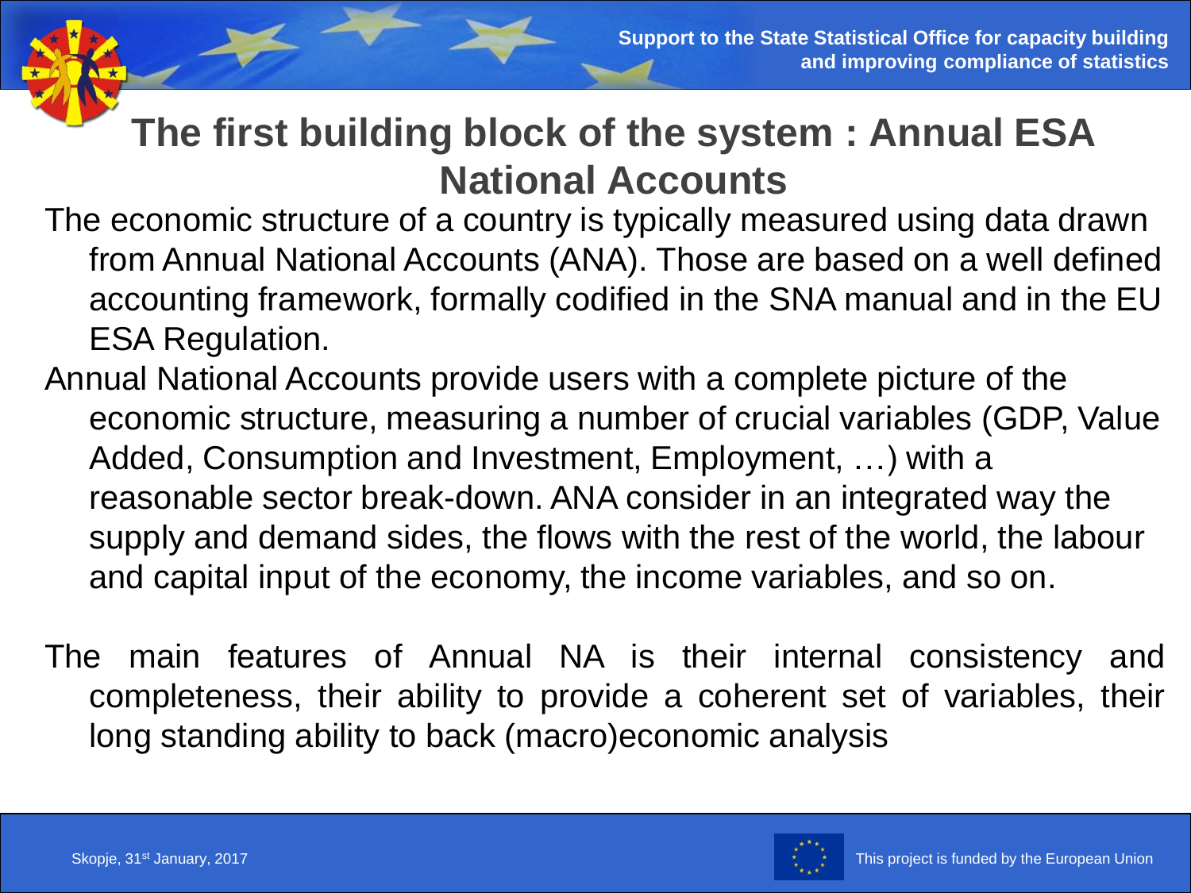# The first building block of the system : Annual ESA National Accounts

The economic structure of a country is typically measured using data drawn from Annual National Accounts (ANA). Those are based on a well defined accounting framework, formally codified in the SNA manual and in the EU ESA Regulation.

Annual National Accounts provide users with a complete picture of the economic structure, measuring a number of crucial variables (GDP, Value Added, Consumption and Investment, Employment, …) with a reasonable sector break-down. ANA consider in an integrated way the supply and demand sides, the flows with the rest of the world, the labour and capital input of the economy, the income variables, and so on.

The main features of Annual NA is their internal consistency and completeness, their ability to provide a coherent set of variables, their long standing ability to back (macro)economic analysis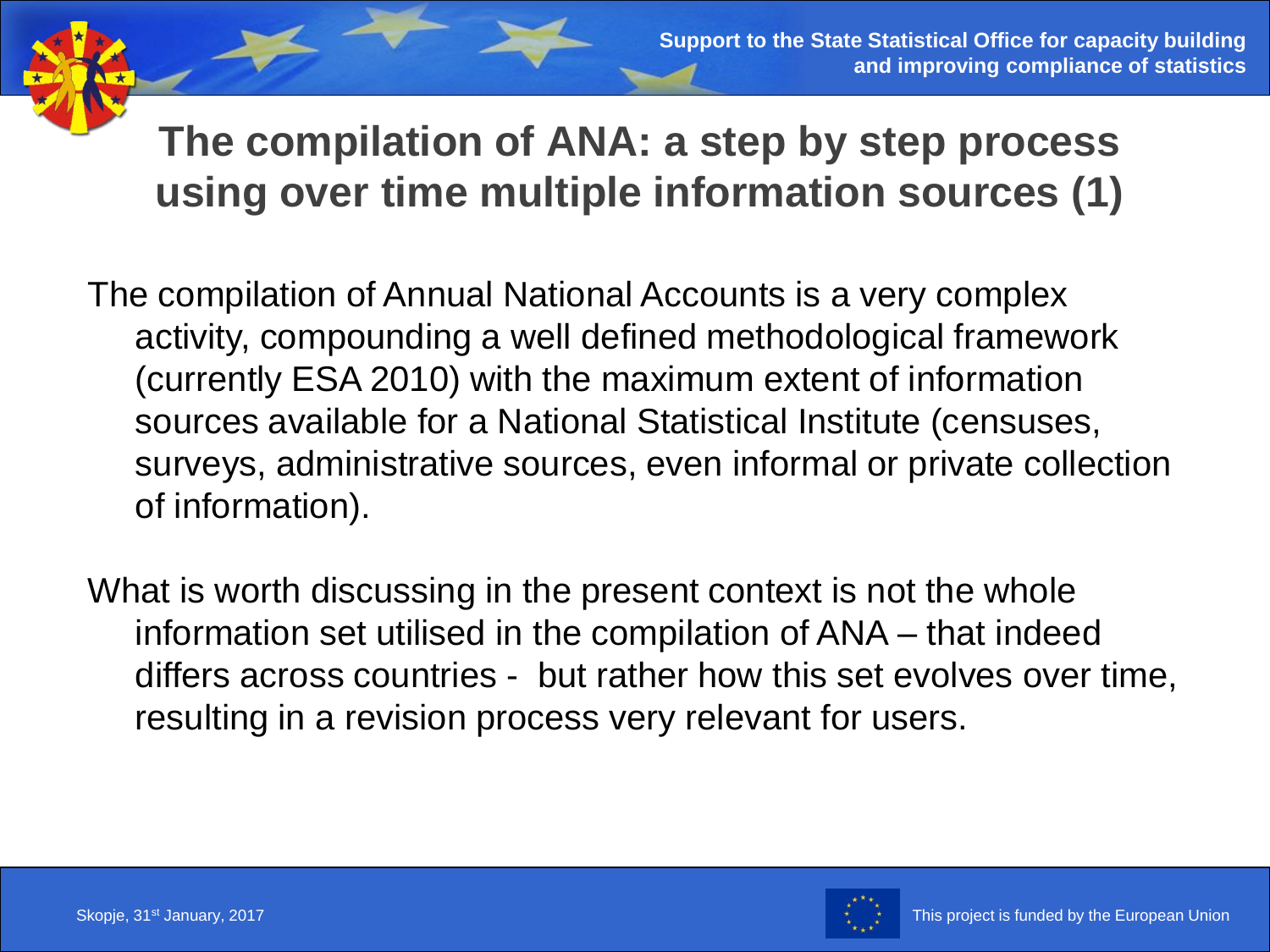# The compilation of ANA: a step by step process using over time multiple information sources (1)

The compilation of Annual National Accounts is a very complex activity, compounding a well defined methodological framework (currently ESA 2010) with the maximum extent of information sources available for a National Statistical Institute (censuses, surveys, administrative sources, even informal or private collection of information).

What is worth discussing in the present context is not the whole information set utilised in the compilation of ANA – that indeed differs across countries - but rather how this set evolves over time, resulting in a revision process very relevant for users.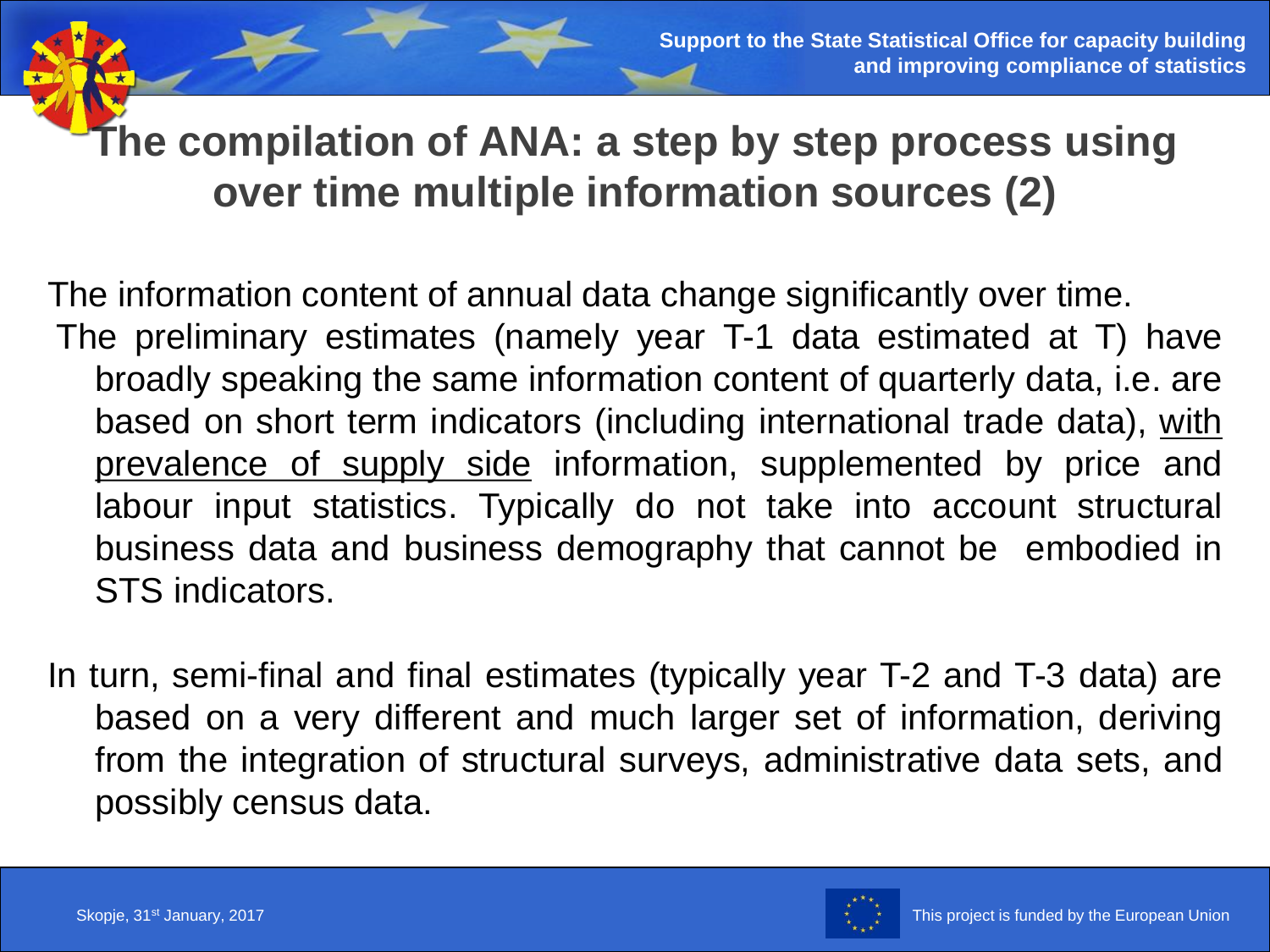# The compilation of ANA: a step by step process using over time multiple information sources (2)

The information content of annual data change significantly over time.

The preliminary estimates (namely year T-1 data estimated at T) have broadly speaking the same information content of quarterly data, i.e. are based on short term indicators (including international trade data), <u>with prevalence of supply side</u> information, supplemented by price and labour input statistics. Typically do not take into account structural business data and business demography that cannot be embodied in STS indicators.

In turn, semi-final and final estimates (typically year T-2 and T-3 data) are based on a very different and much larger set of information, deriving from the integration of structural surveys, administrative data sets, and possibly census data.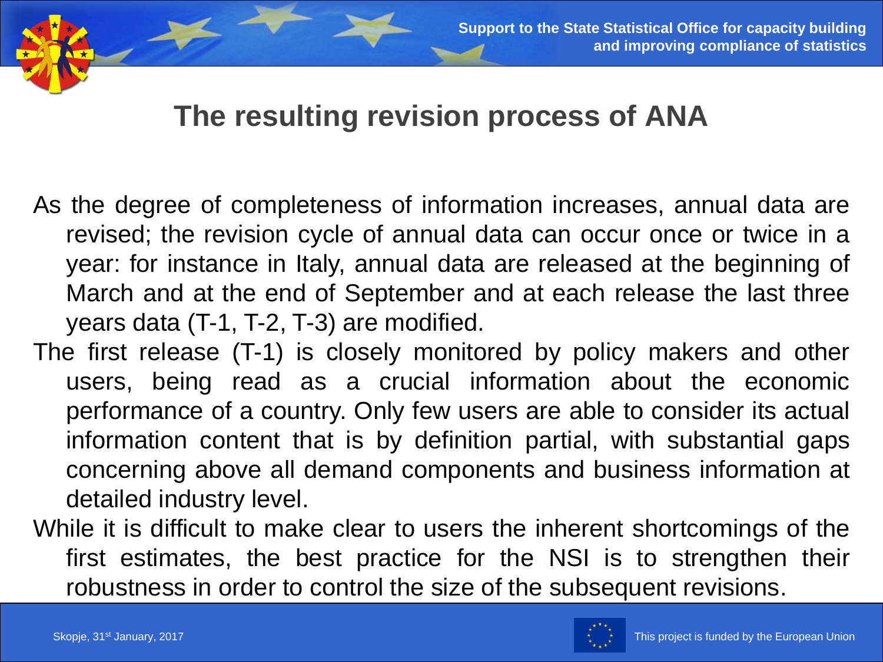# The resulting revision process of ANA

As the degree of completeness of information increases, annual data are revised; the revision cycle of annual data can occur once or twice in a year: for instance in Italy, annual data are released at the beginning of March and at the end of September and at each release the last three years data (T-1, T-2, T-3) are modified.

The first release (T-1) is closely monitored by policy makers and other users, being read as a crucial information about the economic performance of a country. Only few users are able to consider its actual information content that is by definition partial, with substantial gaps concerning above all demand components and business information at detailed industry level.

While it is difficult to make clear to users the inherent shortcomings of the first estimates, the best practice for the NSI is to strengthen their robustness in order to control the size of the subsequent revisions.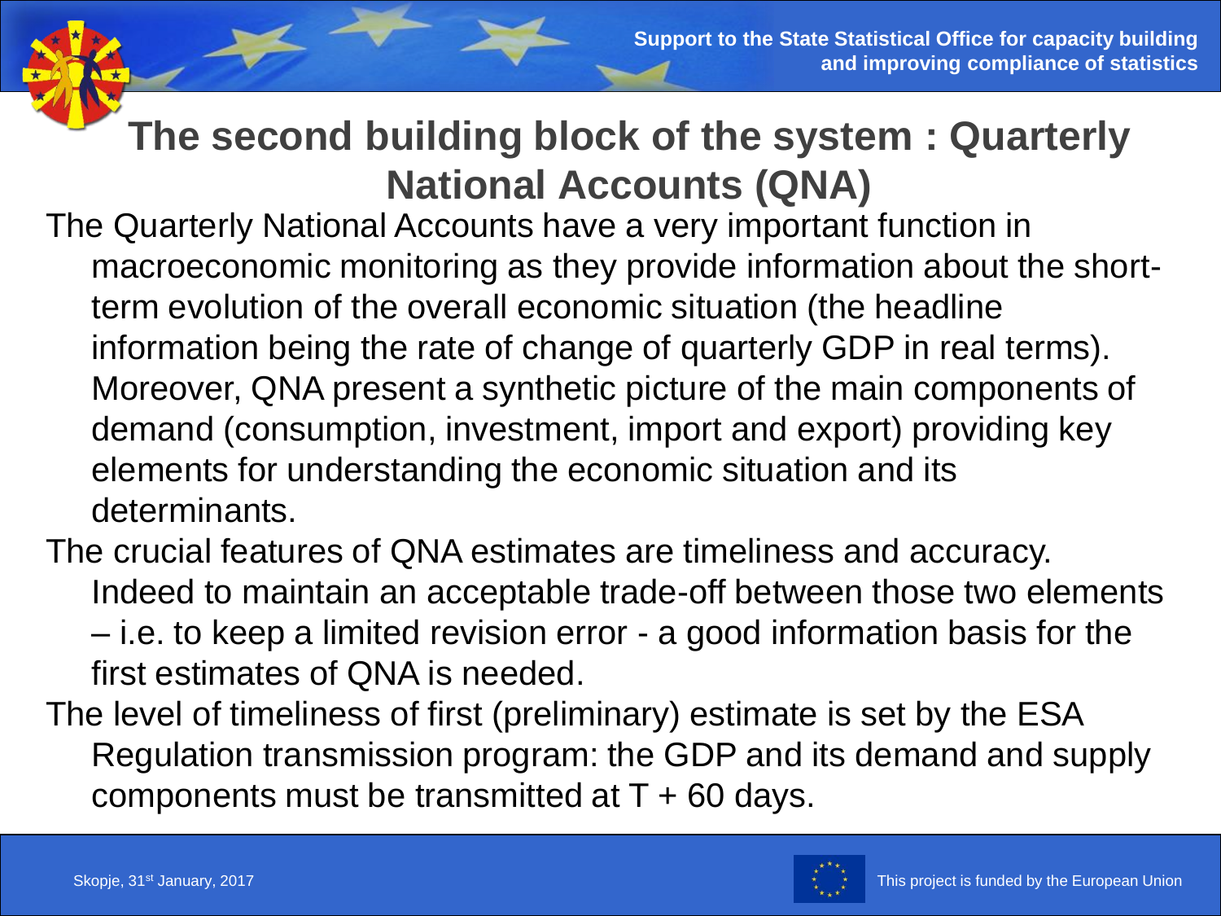# The second building block of the system : Quarterly National Accounts (QNA)

The Quarterly National Accounts have a very important function in macroeconomic monitoring as they provide information about the short-term evolution of the overall economic situation (the headline information being the rate of change of quarterly GDP in real terms). Moreover, QNA present a synthetic picture of the main components of demand (consumption, investment, import and export) providing key elements for understanding the economic situation and its determinants.

The crucial features of QNA estimates are timeliness and accuracy. Indeed to maintain an acceptable trade-off between those two elements – i.e. to keep a limited revision error - a good information basis for the first estimates of QNA is needed.

The level of timeliness of first (preliminary) estimate is set by the ESA Regulation transmission program: the GDP and its demand and supply components must be transmitted at T + 60 days.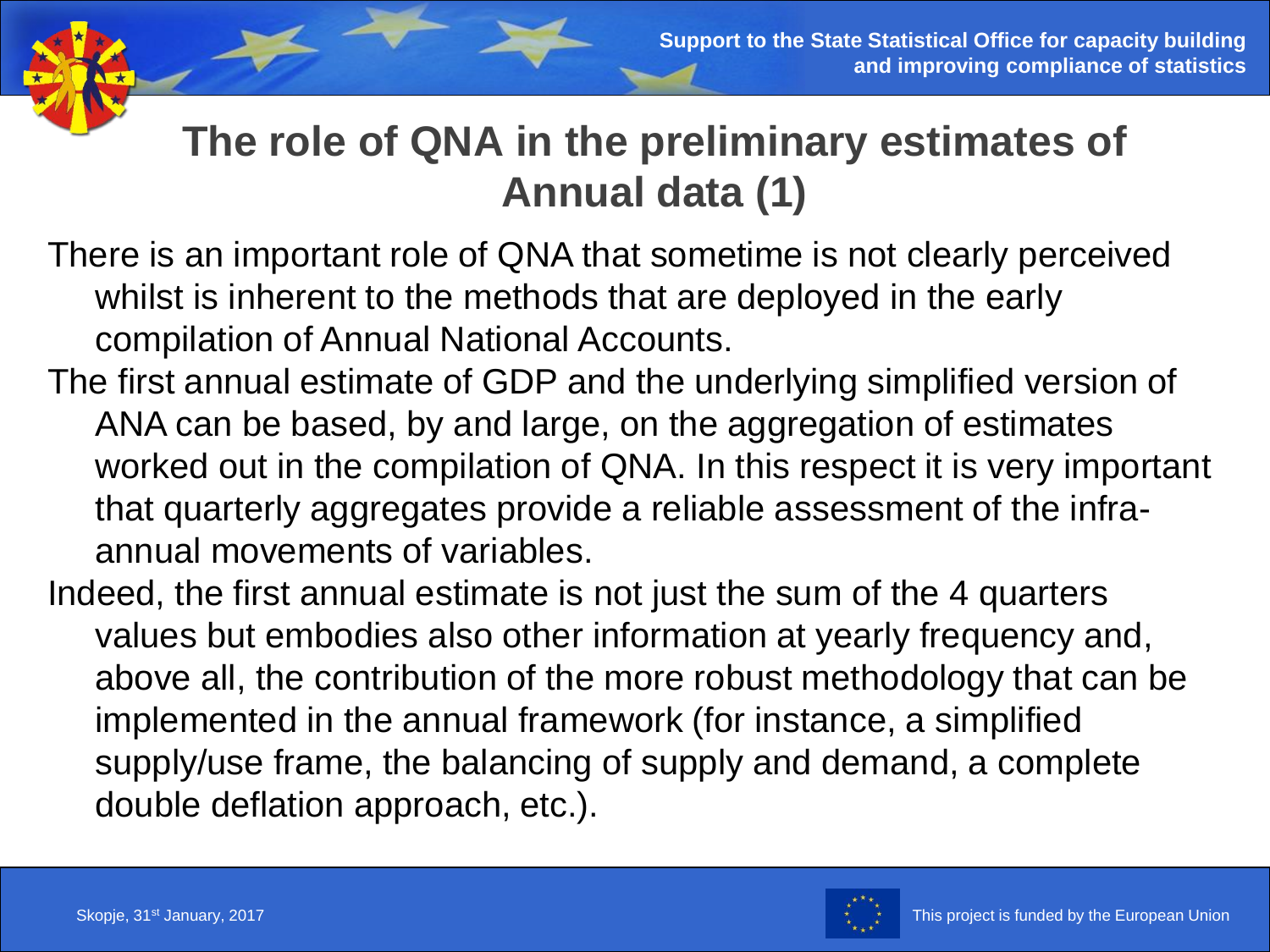# The role of QNA in the preliminary estimates of Annual data (1)

There is an important role of QNA that sometime is not clearly perceived whilst is inherent to the methods that are deployed in the early compilation of Annual National Accounts.

The first annual estimate of GDP and the underlying simplified version of ANA can be based, by and large, on the aggregation of estimates worked out in the compilation of QNA. In this respect it is very important that quarterly aggregates provide a reliable assessment of the infra-annual movements of variables.

Indeed, the first annual estimate is not just the sum of the 4 quarters values but embodies also other information at yearly frequency and, above all, the contribution of the more robust methodology that can be implemented in the annual framework (for instance, a simplified supply/use frame, the balancing of supply and demand, a complete double deflation approach, etc.).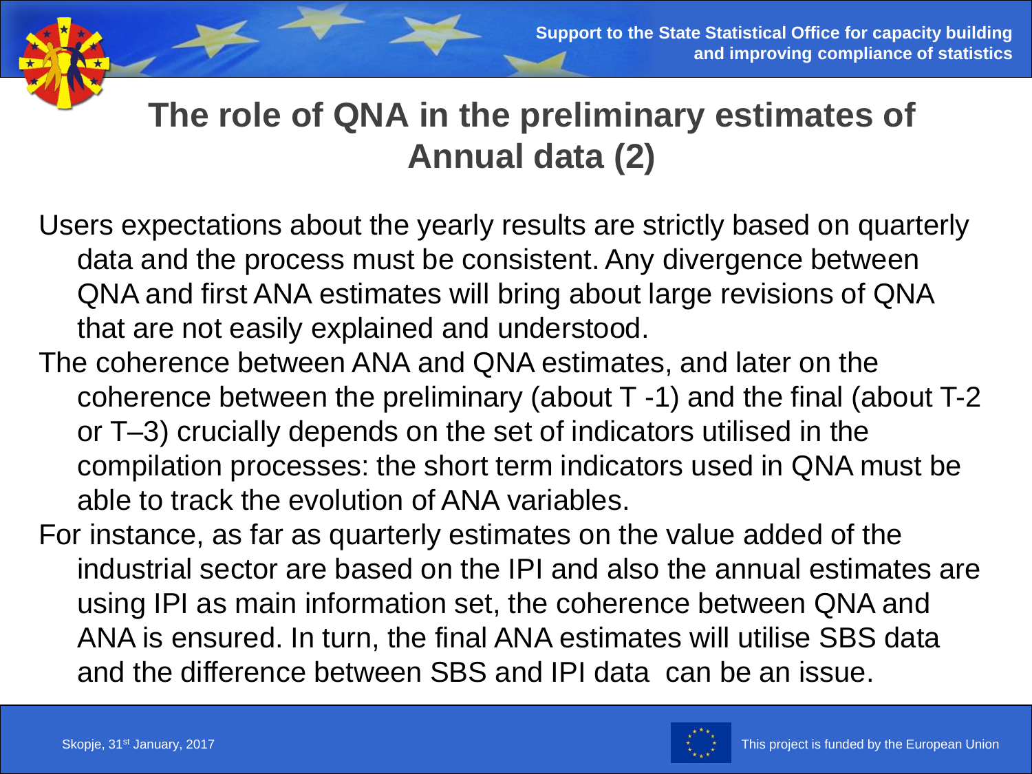## The role of QNA in the preliminary estimates of Annual data (2)

Users expectations about the yearly results are strictly based on quarterly data and the process must be consistent. Any divergence between QNA and first ANA estimates will bring about large revisions of QNA that are not easily explained and understood.

The coherence between ANA and QNA estimates, and later on the coherence between the preliminary (about T -1) and the final (about T-2 or T–3) crucially depends on the set of indicators utilised in the compilation processes: the short term indicators used in QNA must be able to track the evolution of ANA variables.

For instance, as far as quarterly estimates on the value added of the industrial sector are based on the IPI and also the annual estimates are using IPI as main information set, the coherence between QNA and ANA is ensured. In turn, the final ANA estimates will utilise SBS data and the difference between SBS and IPI data can be an issue.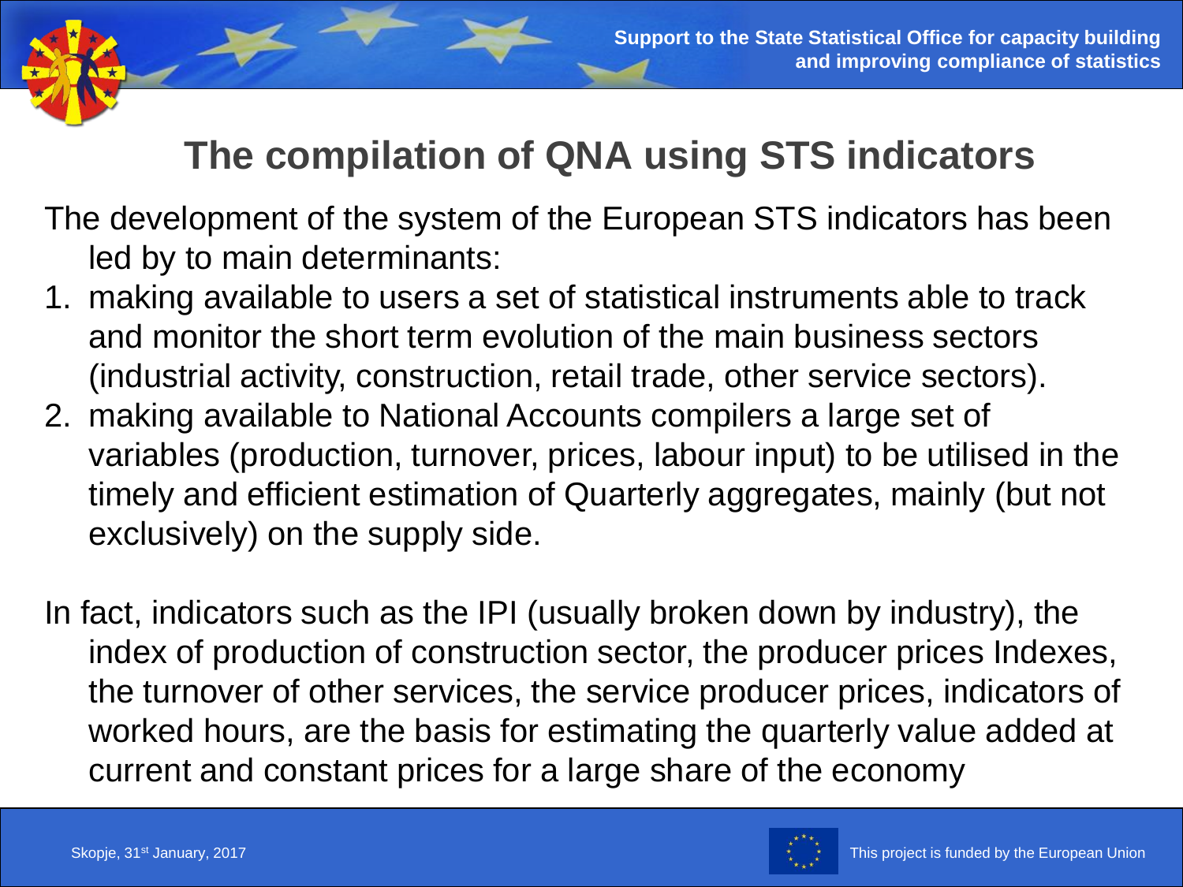# The compilation of QNA using STS indicators

The development of the system of the European STS indicators has been led by to main determinants:

1. making available to users a set of statistical instruments able to track and monitor the short term evolution of the main business sectors (industrial activity, construction, retail trade, other service sectors).
2. making available to National Accounts compilers a large set of variables (production, turnover, prices, labour input) to be utilised in the timely and efficient estimation of Quarterly aggregates, mainly (but not exclusively) on the supply side.

In fact, indicators such as the IPI (usually broken down by industry), the index of production of construction sector, the producer prices Indexes, the turnover of other services, the service producer prices, indicators of worked hours, are the basis for estimating the quarterly value added at current and constant prices for a large share of the economy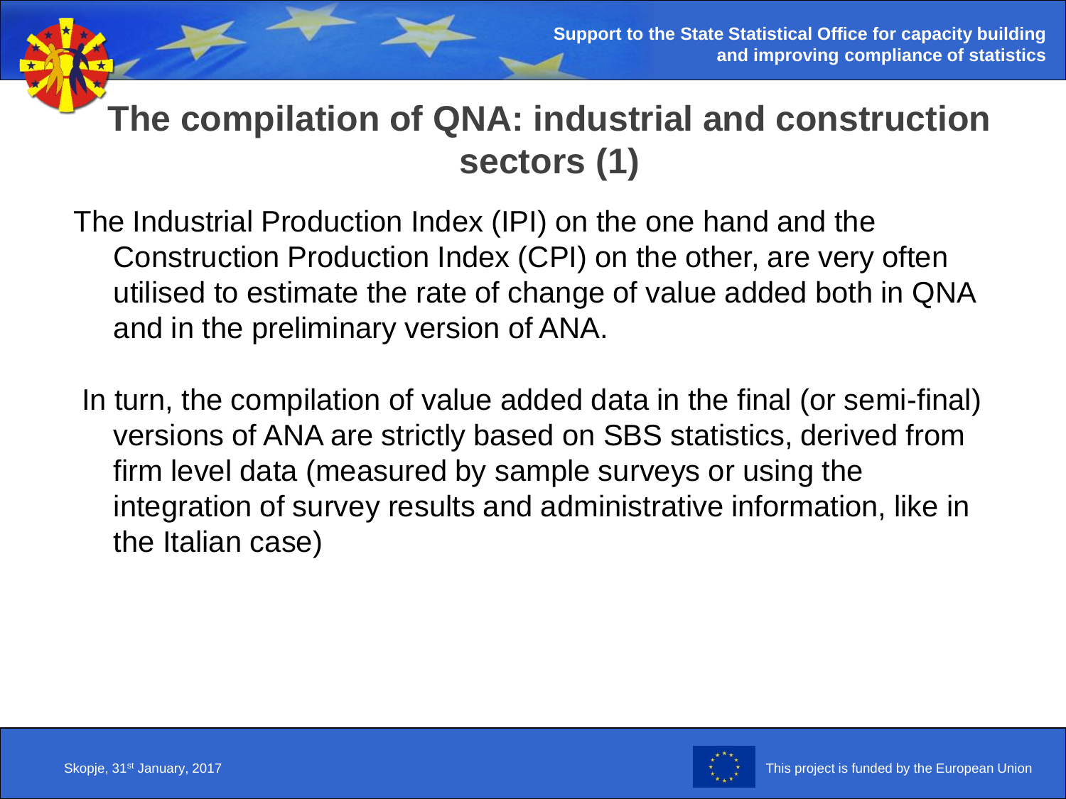# The compilation of QNA: industrial and construction sectors (1)

The Industrial Production Index (IPI) on the one hand and the Construction Production Index (CPI) on the other, are very often utilised to estimate the rate of change of value added both in QNA and in the preliminary version of ANA.

In turn, the compilation of value added data in the final (or semi-final) versions of ANA are strictly based on SBS statistics, derived from firm level data (measured by sample surveys or using the integration of survey results and administrative information, like in the Italian case)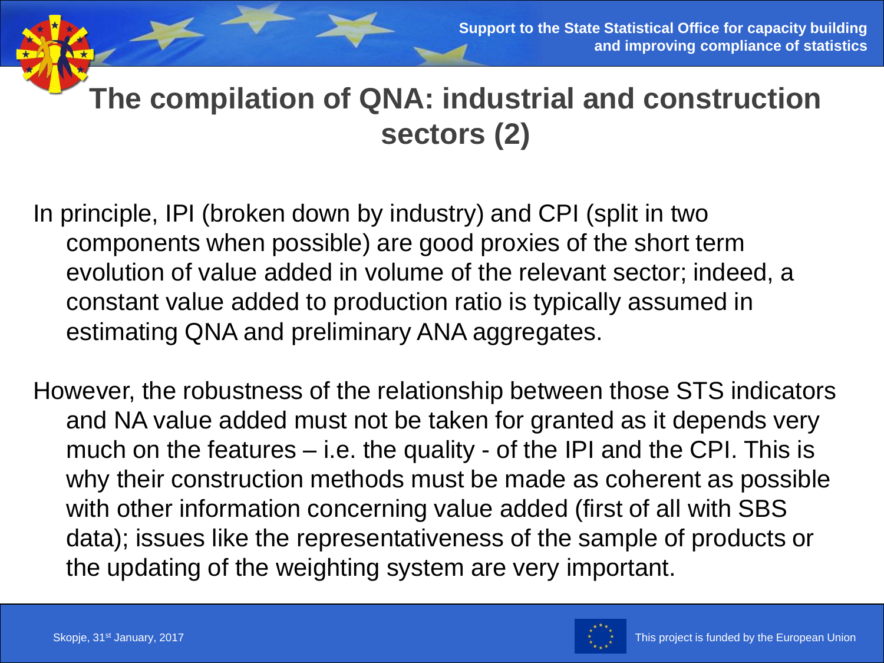# The compilation of QNA: industrial and construction sectors (2)

In principle, IPI (broken down by industry) and CPI (split in two components when possible) are good proxies of the short term evolution of value added in volume of the relevant sector; indeed, a constant value added to production ratio is typically assumed in estimating QNA and preliminary ANA aggregates.

However, the robustness of the relationship between those STS indicators and NA value added must not be taken for granted as it depends very much on the features – i.e. the quality - of the IPI and the CPI. This is why their construction methods must be made as coherent as possible with other information concerning value added (first of all with SBS data); issues like the representativeness of the sample of products or the updating of the weighting system are very important.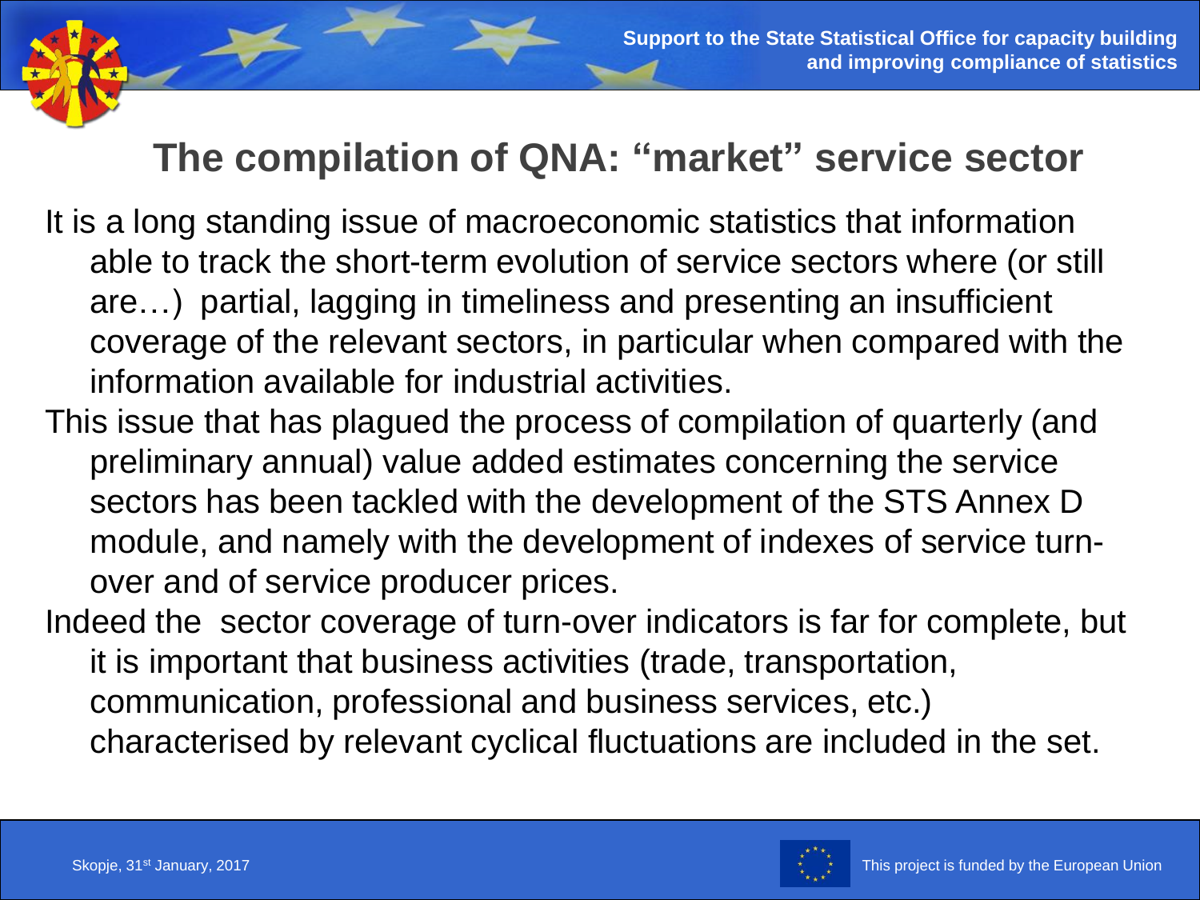## The compilation of QNA: "market" service sector

It is a long standing issue of macroeconomic statistics that information able to track the short-term evolution of service sectors where (or still are…) partial, lagging in timeliness and presenting an insufficient coverage of the relevant sectors, in particular when compared with the information available for industrial activities.

This issue that has plagued the process of compilation of quarterly (and preliminary annual) value added estimates concerning the service sectors has been tackled with the development of the STS Annex D module, and namely with the development of indexes of service turn-over and of service producer prices.

Indeed the sector coverage of turn-over indicators is far for complete, but it is important that business activities (trade, transportation, communication, professional and business services, etc.) characterised by relevant cyclical fluctuations are included in the set.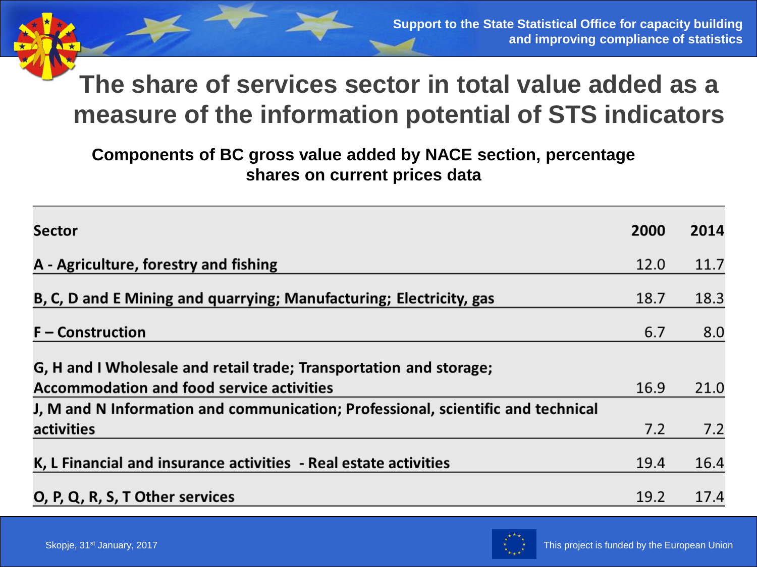# The share of services sector in total value added as a measure of the information potential of STS indicators

**Components of BC gross value added by NACE section, percentage shares on current prices data**

| Sector | 2000 | 2014 |
|---|---|---|
| A - Agriculture, forestry and fishing | 12.0 | 11.7 |
| B, C, D and E Mining and quarrying; Manufacturing; Electricity, gas | 18.7 | 18.3 |
| F – Construction | 6.7 | 8.0 |
| G, H and I Wholesale and retail trade; Transportation and storage; Accommodation and food service activities | 16.9 | 21.0 |
| J, M and N Information and communication; Professional, scientific and technical activities | 7.2 | 7.2 |
| K, L Financial and insurance activities - Real estate activities | 19.4 | 16.4 |
| O, P, Q, R, S, T Other services | 19.2 | 17.4 |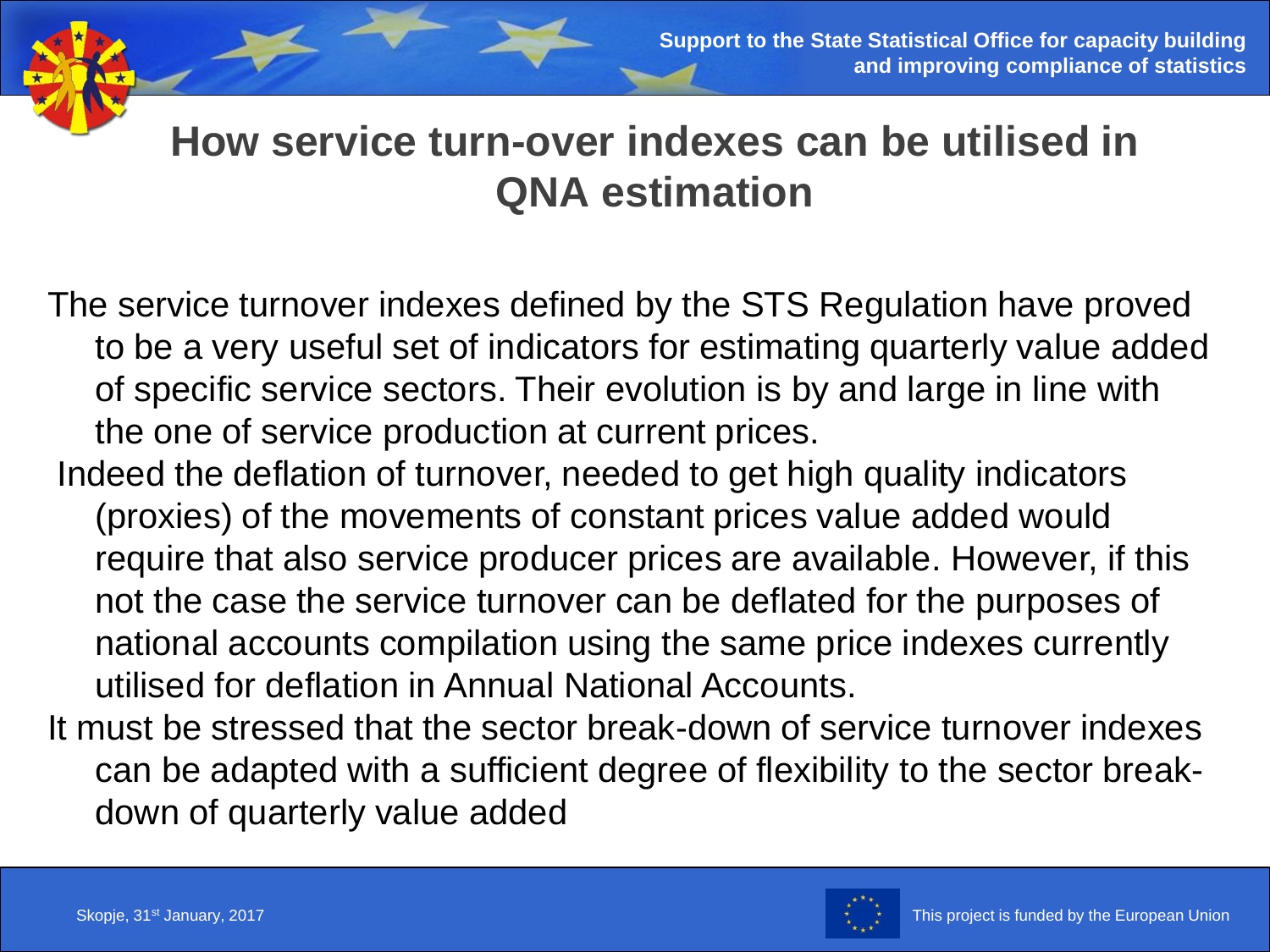# How service turn-over indexes can be utilised in QNA estimation

The service turnover indexes defined by the STS Regulation have proved to be a very useful set of indicators for estimating quarterly value added of specific service sectors. Their evolution is by and large in line with the one of service production at current prices.

Indeed the deflation of turnover, needed to get high quality indicators (proxies) of the movements of constant prices value added would require that also service producer prices are available. However, if this not the case the service turnover can be deflated for the purposes of national accounts compilation using the same price indexes currently utilised for deflation in Annual National Accounts.

It must be stressed that the sector break-down of service turnover indexes can be adapted with a sufficient degree of flexibility to the sector break-down of quarterly value added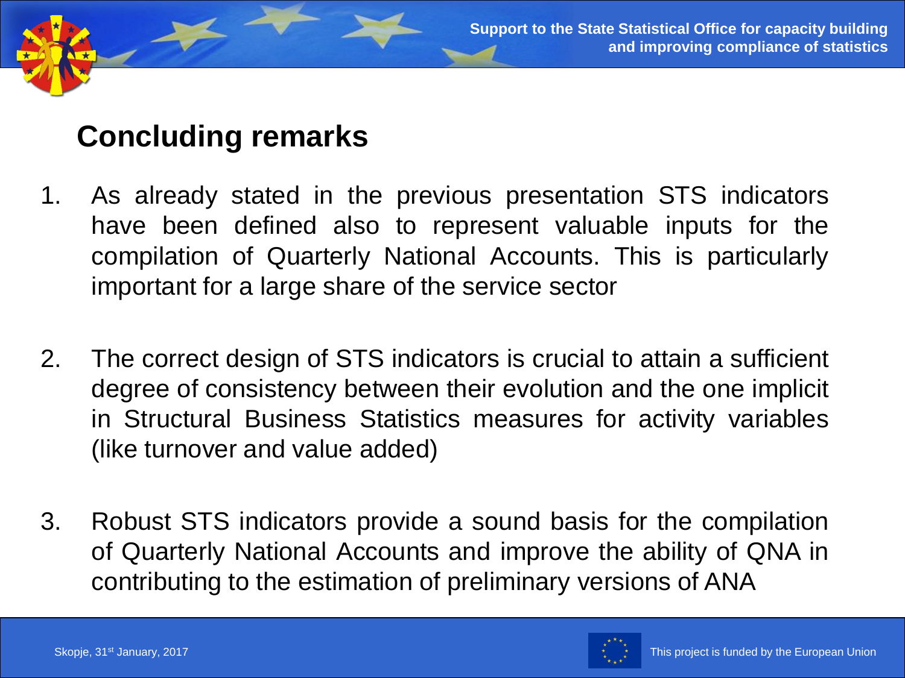## Concluding remarks

1. As already stated in the previous presentation STS indicators have been defined also to represent valuable inputs for the compilation of Quarterly National Accounts. This is particularly important for a large share of the service sector

2. The correct design of STS indicators is crucial to attain a sufficient degree of consistency between their evolution and the one implicit in Structural Business Statistics measures for activity variables (like turnover and value added)

3. Robust STS indicators provide a sound basis for the compilation of Quarterly National Accounts and improve the ability of QNA in contributing to the estimation of preliminary versions of ANA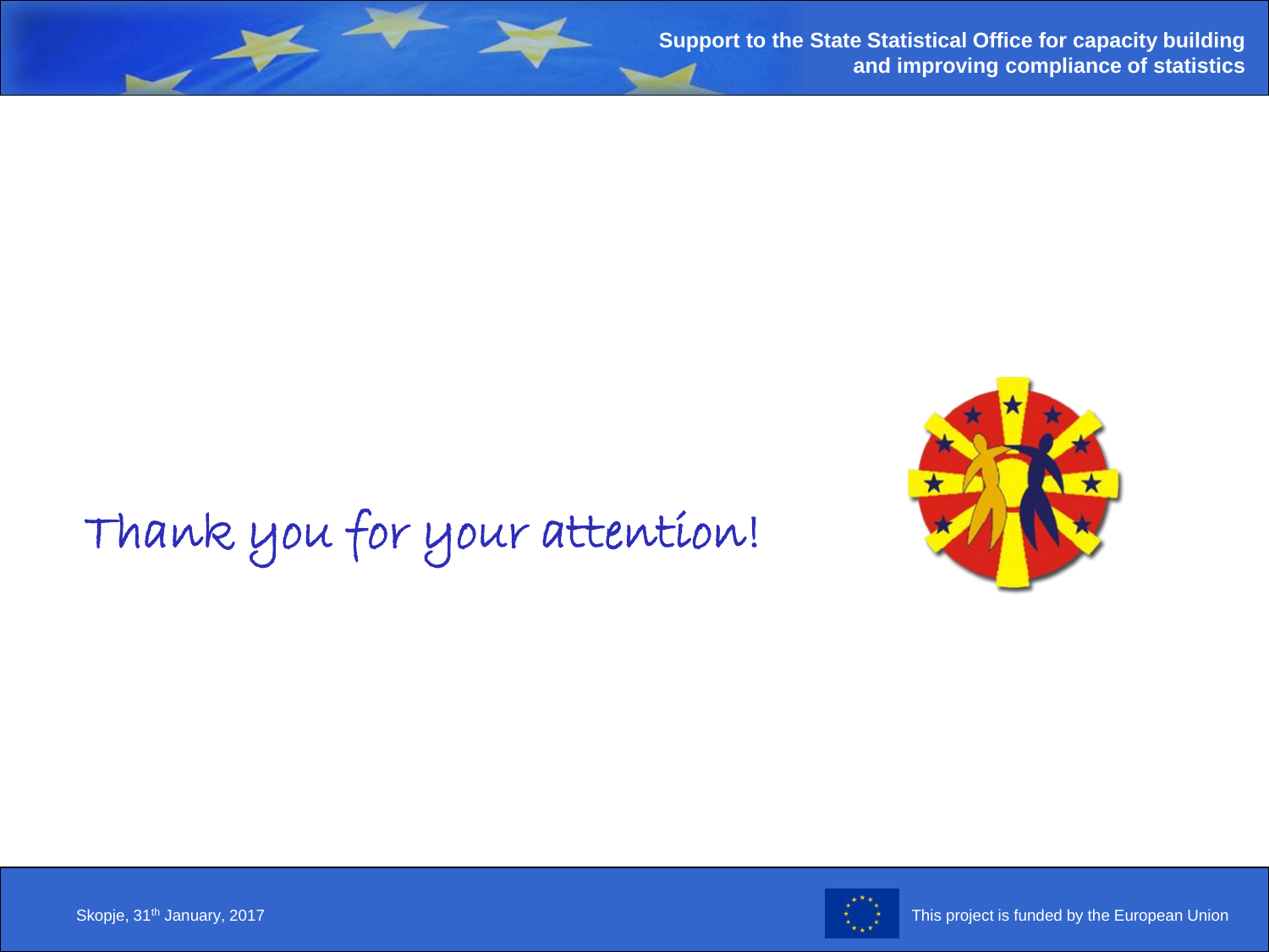Thank you for your attention!